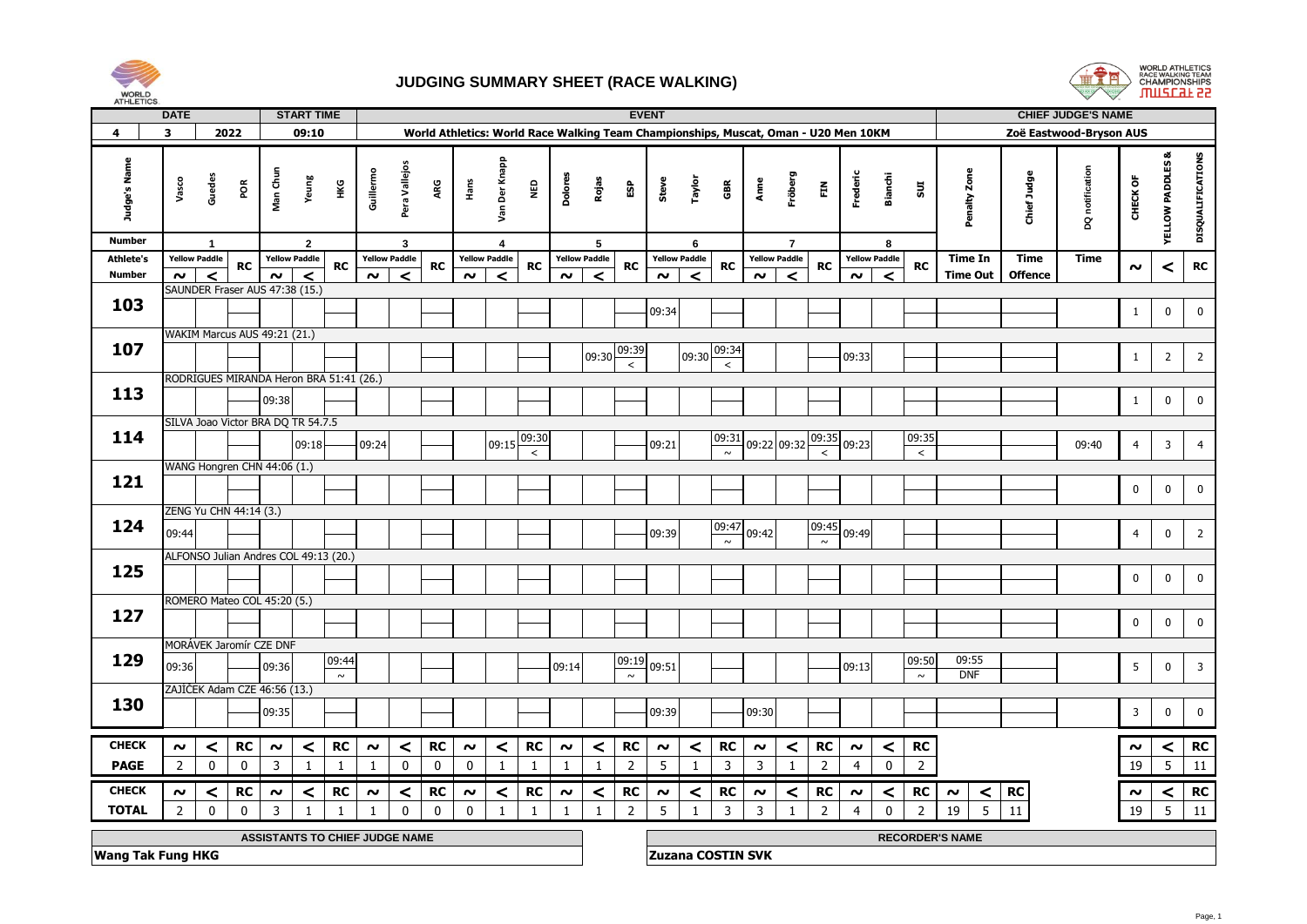# JUDGING SUMMARY SHEET (RACE WALKING)

WORLD ATHLETICS RACE WALKING TEAM CHAMPIONSHIPS MUSCAT 22

| DATE | | | START TIME | EVENT | CHIEF JUDGE'S NAME |
|---|---|---|---|---|---|
| 4 | 3 | 2022 | 09:10 | World Athletics: World Race Walking Team Championships, Muscat, Oman - U20 Men 10KM | Zoë Eastwood-Bryson AUS |

| Judge's Name | Vasco Guedes POR | | | Man Chun Yeung HKG | | | Guillermo Pera Vallejos ARG | | | Hans Van Der Knapp NED | | | Dolores Rojas ESP | | | Steve Taylor GBR | | | Anne Fröberg FIN | | | Frederic Bianchi SUI | | | Penalty Zone | Chief Judge | DQ notification | CHECK OF | YELLOW PADDLES & | DISQUALIFICATIONS |
|---|---|---|---|---|---|---|---|---|---|---|---|---|---|---|---|---|---|---|---|---|---|---|---|---|---|---|---|---|---|---|
| Number | 1 | | | 2 | | | 3 | | | 4 | | | 5 | | | 6 | | | 7 | | | 8 | | | | | | | | |
| Athlete's Number | Yellow Paddle ~ | Yellow Paddle < | RC | Yellow Paddle ~ | Yellow Paddle < | RC | Yellow Paddle ~ | Yellow Paddle < | RC | Yellow Paddle ~ | Yellow Paddle < | RC | Yellow Paddle ~ | Yellow Paddle < | RC | Yellow Paddle ~ | Yellow Paddle < | RC | Yellow Paddle ~ | Yellow Paddle < | RC | Yellow Paddle ~ | Yellow Paddle < | RC | Time In / Time Out | Time Offence | Time | ~ | < | RC |
| 103 SAUNDER Fraser AUS 47:38 (15.) | | | | | | | | | | | | | | | | 09:34 | | | | | | | | | | | | 1 | 0 | 0 |
| 107 WAKIM Marcus AUS 49:21 (21.) | | | | | | | | | | | | | | 09:30 | 09:39 < | | 09:30 | 09:34 < | | | | 09:33 | | | | | | 1 | 2 | 2 |
| 113 RODRIGUES MIRANDA Heron BRA 51:41 (26.) | | | | 09:38 | | | | | | | | | | | | | | | | | | | | | | | | 1 | 0 | 0 |
| 114 SILVA Joao Victor BRA DQ TR 54.7.5 | | | | | 09:18 | | 09:24 | | | | 09:15 | 09:30 < | | | | 09:21 | | 09:31 ~ | 09:22 | 09:32 | 09:35 < | 09:23 | | 09:35 < | | | 09:40 | 4 | 3 | 4 |
| 121 WANG Hongren CHN 44:06 (1.) | | | | | | | | | | | | | | | | | | | | | | | | | | | | 0 | 0 | 0 |
| 124 ZENG Yu CHN 44:14 (3.) | 09:44 | | | | | | | | | | | | | | | 09:39 | | 09:47 ~ | 09:42 | | 09:45 ~ | 09:49 | | | | | | 4 | 0 | 2 |
| 125 ALFONSO Julian Andres COL 49:13 (20.) | | | | | | | | | | | | | | | | | | | | | | | | | | | | 0 | 0 | 0 |
| 127 ROMERO Mateo COL 45:20 (5.) | | | | | | | | | | | | | | | | | | | | | | | | | | | | 0 | 0 | 0 |
| 129 MORÁVEK Jaromír CZE DNF | 09:36 | | | 09:36 | | 09:44 ~ | | | | | | | 09:14 | | 09:19 ~ | 09:51 | | | | | | 09:13 | | 09:50 ~ | 09:55 / DNF | | | 5 | 0 | 3 |
| 130 ZAJÍČEK Adam CZE 46:56 (13.) | | | | 09:35 | | | | | | | | | | | | 09:39 | | | 09:30 | | | | | | | | | 3 | 0 | 0 |

| CHECK | ~ | < | RC | ~ | < | RC | ~ | < | RC | ~ | < | RC | ~ | < | RC | ~ | < | RC | ~ | < | RC | ~ | < | RC | ~ | < | RC | ~ | < | RC |
|---|---|---|---|---|---|---|---|---|---|---|---|---|---|---|---|---|---|---|---|---|---|---|---|---|---|---|---|---|---|---|
| PAGE | 2 | 0 | 0 | 3 | 1 | 1 | 1 | 0 | 0 | 0 | 1 | 1 | 1 | 1 | 2 | 5 | 1 | 3 | 3 | 1 | 2 | 4 | 0 | 2 | | | | 19 | 5 | 11 |
| TOTAL | 2 | 0 | 0 | 3 | 1 | 1 | 1 | 0 | 0 | 0 | 1 | 1 | 1 | 1 | 2 | 5 | 1 | 3 | 3 | 1 | 2 | 4 | 0 | 2 | 19 | 5 | 11 | 19 | 5 | 11 |

| ASSISTANTS TO CHIEF JUDGE NAME | RECORDER'S NAME |
|---|---|
| Wang Tak Fung HKG | Zuzana COSTIN SVK |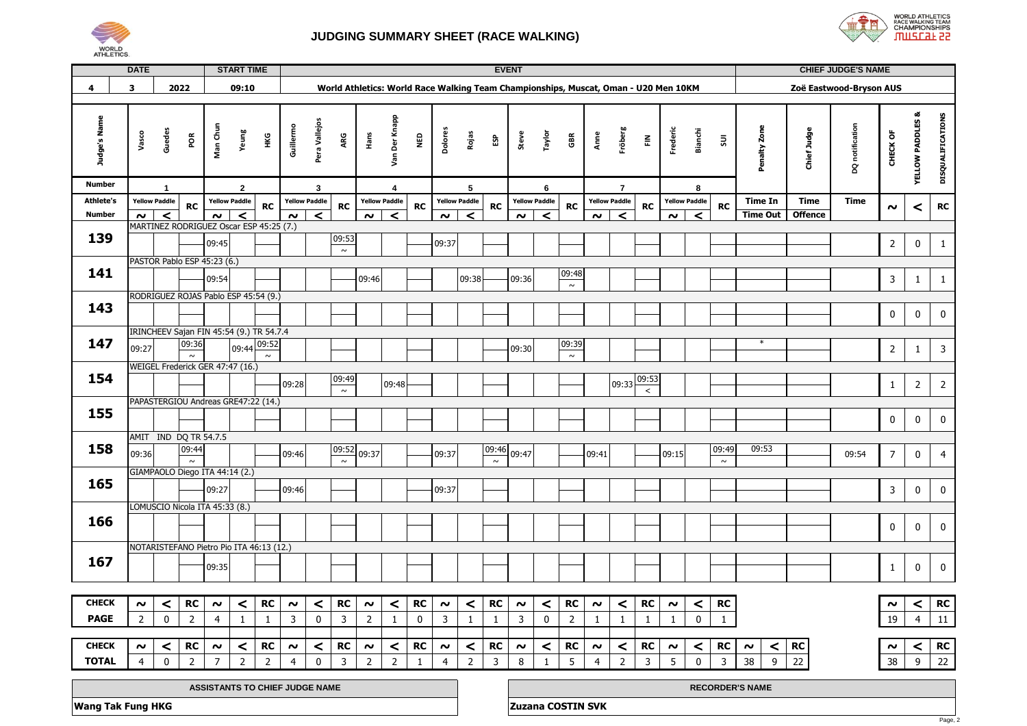# JUDGING SUMMARY SHEET (RACE WALKING)

WORLD ATHLETICS RACE WALKING TEAM CHAMPIONSHIPS Muscat 22

| DATE | | | START TIME | EVENT | CHIEF JUDGE'S NAME |
|---|---|---|---|---|---|
| 4 | 3 | 2022 | 09:10 | World Athletics: World Race Walking Team Championships, Muscat, Oman - U20 Men 10KM | Zoë Eastwood-Bryson AUS |

| Judge's Name | Vasco | Guedes | POR | Man Chun | Yeung | HKG | Guillermo | Pera Vallejos | ARG | Hans | Van Der Knapp | NED | Dolores | Rojas | ESP | Steve | Taylor | GBR | Anne | Fröberg | FIN | Frederic | Bianchi | SUI | Penalty Zone | Chief Judge | DQ notification | CHECK OF | YELLOW PADDLES & | DISQUALIFICATIONS |
|---|---|---|---|---|---|---|---|---|---|---|---|---|---|---|---|---|---|---|---|---|---|---|---|---|---|---|---|---|---|---|
| Number | 1 | | | 2 | | | 3 | | | 4 | | | 5 | | | 6 | | | 7 | | | 8 | | | | | | | | |
| Athlete's Number | Yellow Paddle ~ | Yellow Paddle < | RC | Yellow Paddle ~ | Yellow Paddle < | RC | Yellow Paddle ~ | Yellow Paddle < | RC | Yellow Paddle ~ | Yellow Paddle < | RC | Yellow Paddle ~ | Yellow Paddle < | RC | Yellow Paddle ~ | Yellow Paddle < | RC | Yellow Paddle ~ | Yellow Paddle < | RC | Yellow Paddle ~ | Yellow Paddle < | RC | Time In / Time Out | Time / Offence | Time | ~ | < | RC |
| 139 MARTINEZ RODRIGUEZ Oscar ESP 45:25 (7.) | | | | 09:45 | | | | | 09:53 ~ | | | | 09:37 | | | | | | | | | | | | | | | 2 | 0 | 1 |
| 141 PASTOR Pablo ESP 45:23 (6.) | | | | 09:54 | | | | | | 09:46 | | | | 09:38 | | 09:36 | | 09:48 ~ | | | | | | | | | | 3 | 1 | 1 |
| 143 RODRIGUEZ ROJAS Pablo ESP 45:54 (9.) | | | | | | | | | | | | | | | | | | | | | | | | | | | | 0 | 0 | 0 |
| 147 IRINCHEEV Sajan FIN 45:54 (9.) TR 54.7.4 | 09:27 | | 09:36 ~ | | 09:44 | 09:52 ~ | | | | | | | | | | 09:30 | | 09:39 ~ | | | | | | | * | | | 2 | 1 | 3 |
| 154 WEIGEL Frederick GER 47:47 (16.) | | | | | | | 09:28 | | 09:49 ~ | | 09:48 | | | | | | | | | 09:33 | 09:53 < | | | | | | | 1 | 2 | 2 |
| 155 PAPASTERGIOU Andreas GRE47:22 (14.) | | | | | | | | | | | | | | | | | | | | | | | | | | | | 0 | 0 | 0 |
| 158 AMIT IND DQ TR 54.7.5 | 09:36 | | 09:44 ~ | | | | 09:46 | | 09:52 ~ | 09:37 | | | 09:37 | | 09:46 ~ | 09:47 | | | 09:41 | | | 09:15 | | 09:49 ~ | 09:53 | | 09:54 | 7 | 0 | 4 |
| 165 GIAMPAOLO Diego ITA 44:14 (2.) | | | | 09:27 | | | 09:46 | | | | | | 09:37 | | | | | | | | | | | | | | | 3 | 0 | 0 |
| 166 LOMUSCIO Nicola ITA 45:33 (8.) | | | | | | | | | | | | | | | | | | | | | | | | | | | | 0 | 0 | 0 |
| 167 NOTARISTEFANO Pietro Pio ITA 46:13 (12.) | | | | 09:35 | | | | | | | | | | | | | | | | | | | | | | | | 1 | 0 | 0 |

| CHECK PAGE | ~ | < | RC | ~ | < | RC | ~ | < | RC | ~ | < | RC | ~ | < | RC | ~ | < | RC | ~ | < | RC | ~ | < | RC | | | | ~ | < | RC |
|---|---|---|---|---|---|---|---|---|---|---|---|---|---|---|---|---|---|---|---|---|---|---|---|---|---|---|---|---|---|---|
| | 2 | 0 | 2 | 4 | 1 | 1 | 3 | 0 | 3 | 2 | 1 | 0 | 3 | 1 | 1 | 3 | 0 | 2 | 1 | 1 | 1 | 1 | 0 | 1 | | | | 19 | 4 | 11 |

| CHECK TOTAL | ~ | < | RC | ~ | < | RC | ~ | < | RC | ~ | < | RC | ~ | < | RC | ~ | < | RC | ~ | < | RC | ~ | < | RC | ~ | < | RC | ~ | < | RC |
|---|---|---|---|---|---|---|---|---|---|---|---|---|---|---|---|---|---|---|---|---|---|---|---|---|---|---|---|---|---|---|
| | 4 | 0 | 2 | 7 | 2 | 2 | 4 | 0 | 3 | 2 | 2 | 1 | 4 | 2 | 3 | 8 | 1 | 5 | 4 | 2 | 3 | 5 | 0 | 3 | 38 | 9 | 22 | 38 | 9 | 22 |

| ASSISTANTS TO CHIEF JUDGE NAME | RECORDER'S NAME |
|---|---|
| Wang Tak Fung HKG | Zuzana COSTIN SVK |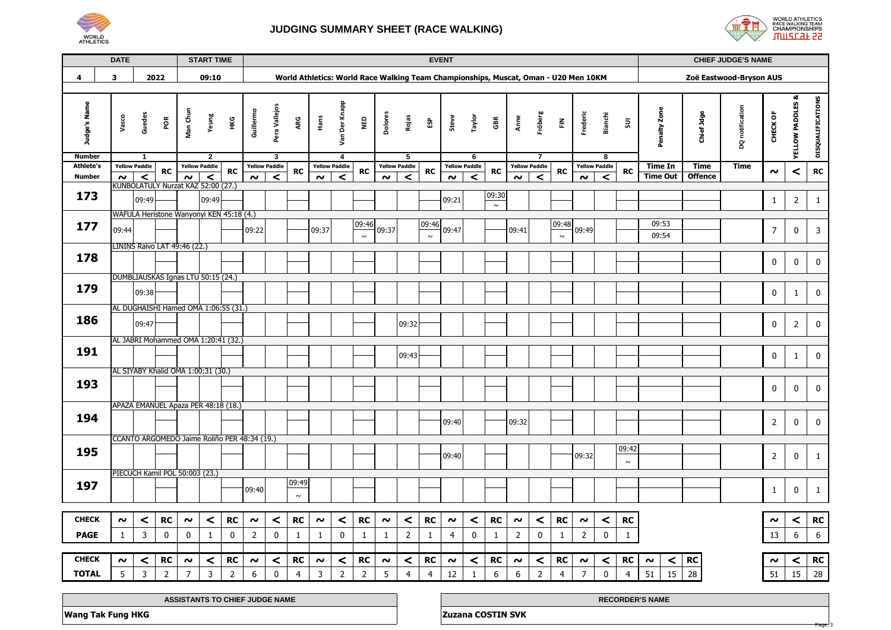# JUDGING SUMMARY SHEET (RACE WALKING)

WORLD ATHLETICS RACE WALKING TEAM CHAMPIONSHIPS MUSCAT 22

| DATE | | | START TIME | EVENT | CHIEF JUDGE'S NAME |
|---|---|---|---|---|---|
| 4 | 3 | 2022 | 09:10 | World Athletics: World Race Walking Team Championships, Muscat, Oman - U20 Men 10KM | Zoë Eastwood-Bryson AUS |

| Judge's Name | Vasco Guedes POR | | | Man Chun Yeung HKG | | | Guillermo Pera Vallejos ARG | | | Hans Van Der Knapp NED | | | Dolores Rojas ESP | | | Steve Taylor GBR | | | Anne Fröberg FIN | | | Frederic Bianchi SUI | | | Penalty Zone | Chief Jdge | DQ notification | CHECK OF YELLOW PADDLES & DISQUALIFICATIONS | | |
|---|---|---|---|---|---|---|---|---|---|---|---|---|---|---|---|---|---|---|---|---|---|---|---|---|---|---|---|---|---|---|
| Number | 1 | | | 2 | | | 3 | | | 4 | | | 5 | | | 6 | | | 7 | | | 8 | | | | | | | | |
| Athlete's Number | Yellow Paddle ~ | Yellow Paddle < | RC | Yellow Paddle ~ | Yellow Paddle < | RC | Yellow Paddle ~ | Yellow Paddle < | RC | Yellow Paddle ~ | Yellow Paddle < | RC | Yellow Paddle ~ | Yellow Paddle < | RC | Yellow Paddle ~ | Yellow Paddle < | RC | Yellow Paddle ~ | Yellow Paddle < | RC | Yellow Paddle ~ | Yellow Paddle < | RC | Time In / Time Out | Time / Offence | Time | ~ | < | RC |
| KUNBOLATULY Nurzat KAZ 52:00 (27.) | | | | | | | | | | | | | | | | | | | | | | | | | | | | | | |
| 173 | | 09:49 | | | 09:49 | | | | | | | | | | | 09:21 | | 09:30 ~ | | | | | | | | | | 1 | 2 | 1 |
| WAFULA Heristone Wanyonyi KEN 45:18 (4.) | | | | | | | | | | | | | | | | | | | | | | | | | | | | | | |
| 177 | 09:44 | | | | | | 09:22 | | | 09:37 | | 09:46 ~ | 09:37 | | 09:46 ~ | 09:47 | | | 09:41 | | 09:48 ~ | 09:49 | | | 09:53 / 09:54 | | | 7 | 0 | 3 |
| LINIŅS Raivo LAT 49:46 (22.) | | | | | | | | | | | | | | | | | | | | | | | | | | | | | | |
| 178 | | | | | | | | | | | | | | | | | | | | | | | | | | | | 0 | 0 | 0 |
| DUMBLIAUSKAS Ignas LTU 50:15 (24.) | | | | | | | | | | | | | | | | | | | | | | | | | | | | | | |
| 179 | | 09:38 | | | | | | | | | | | | | | | | | | | | | | | | | | 0 | 1 | 0 |
| AL DUGHAISHI Hamed OMA 1:06:55 (31.) | | | | | | | | | | | | | | | | | | | | | | | | | | | | | | |
| 186 | | 09:47 | | | | | | | | | | | | 09:32 | | | | | | | | | | | | | | 0 | 2 | 0 |
| AL JABRI Mohammed OMA 1:20:41 (32.) | | | | | | | | | | | | | | | | | | | | | | | | | | | | | | |
| 191 | | | | | | | | | | | | | | 09:43 | | | | | | | | | | | | | | 0 | 1 | 0 |
| AL SIYABY Khalid OMA 1:00:31 (30.) | | | | | | | | | | | | | | | | | | | | | | | | | | | | | | |
| 193 | | | | | | | | | | | | | | | | | | | | | | | | | | | | 0 | 0 | 0 |
| APAZA EMANUEL Apaza PER 48:18 (18.) | | | | | | | | | | | | | | | | | | | | | | | | | | | | | | |
| 194 | | | | | | | | | | | | | | | | 09:40 | | | 09:32 | | | | | | | | | 2 | 0 | 0 |
| CCANTO ARGOMEDO Jaime Roliño PER 48:34 (19.) | | | | | | | | | | | | | | | | | | | | | | | | | | | | | | |
| 195 | | | | | | | | | | | | | | | | 09:40 | | | | | | 09:32 | | 09:42 ~ | | | | 2 | 0 | 1 |
| PIECUCH Kamil POL 50:003 (23.) | | | | | | | | | | | | | | | | | | | | | | | | | | | | | | |
| 197 | | | | | | | 09:40 | | 09:49 ~ | | | | | | | | | | | | | | | | | | | 1 | 0 | 1 |
| CHECK | ~ | < | RC | ~ | < | RC | ~ | < | RC | ~ | < | RC | ~ | < | RC | ~ | < | RC | ~ | < | RC | ~ | < | RC | | | | ~ | < | RC |
| PAGE | 1 | 3 | 0 | 0 | 1 | 0 | 2 | 0 | 1 | 1 | 0 | 1 | 1 | 2 | 1 | 4 | 0 | 1 | 2 | 0 | 1 | 2 | 0 | 1 | | | | 13 | 6 | 6 |
| CHECK | ~ | < | RC | ~ | < | RC | ~ | < | RC | ~ | < | RC | ~ | < | RC | ~ | < | RC | ~ | < | RC | ~ | < | RC | ~ | < | RC | ~ | < | RC |
| TOTAL | 5 | 3 | 2 | 7 | 3 | 2 | 6 | 0 | 4 | 3 | 2 | 2 | 5 | 4 | 4 | 12 | 1 | 6 | 6 | 2 | 4 | 7 | 0 | 4 | 51 | 15 | 28 | 51 | 15 | 28 |

| ASSISTANTS TO CHIEF JUDGE NAME | RECORDER'S NAME |
|---|---|
| Wang Tak Fung HKG | Zuzana COSTIN SVK |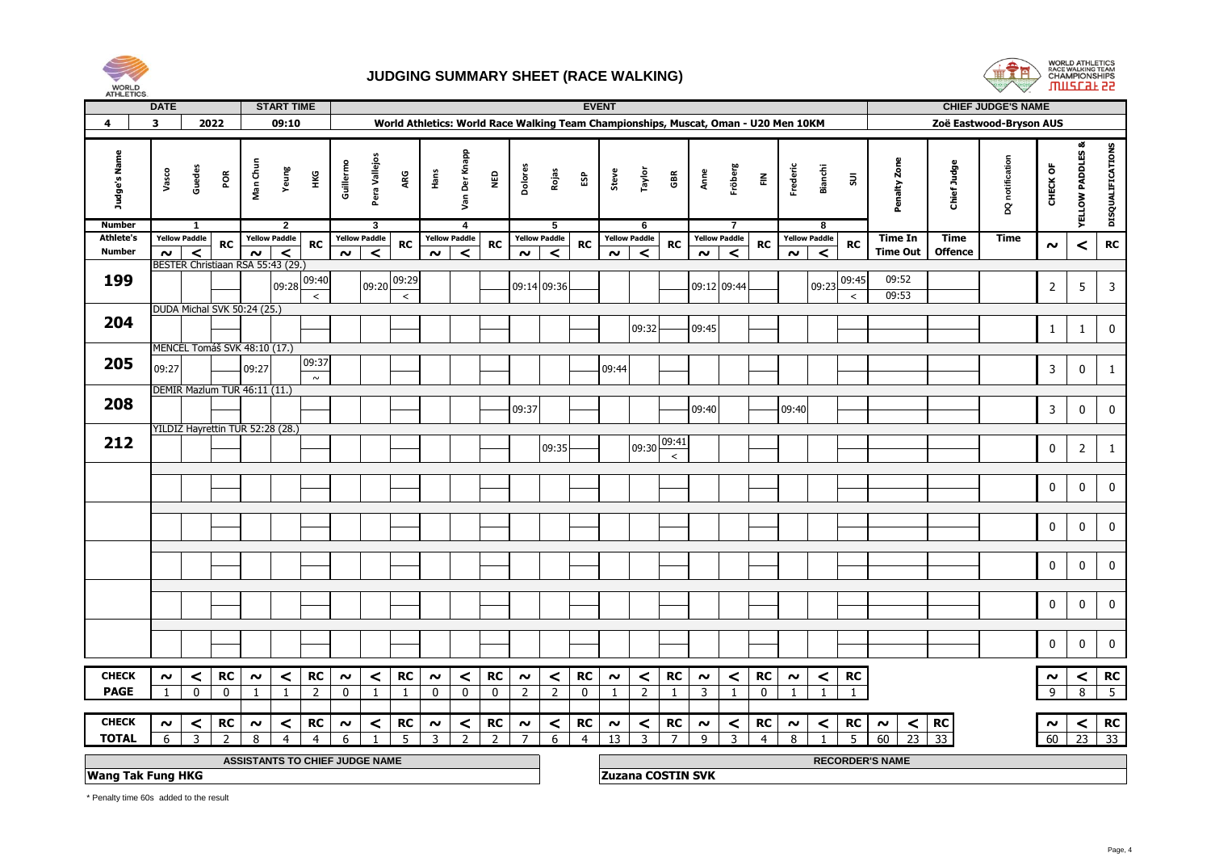# JUDGING SUMMARY SHEET (RACE WALKING)

WORLD ATHLETICS RACE WALKING TEAM CHAMPIONSHIPS MUSCAT 22

| DATE | | | START TIME | EVENT | CHIEF JUDGE'S NAME |
|---|---|---|---|---|---|
| 4 | 3 | 2022 | 09:10 | World Athletics: World Race Walking Team Championships, Muscat, Oman - U20 Men 10KM | Zoë Eastwood-Bryson AUS |

| Judge's Name | Vasco Guedes POR | | | Man Chun Yeung HKG | | | Guillermo Pera Vallejos ARG | | | Hans Van Der Knapp NED | | | Dolores Rojas ESP | | | Steve Taylor GBR | | | Anne Fröberg FIN | | | Frederic Bianchi SUI | | | Penalty Zone | Chief Judge | DQ notification | CHECK OF | YELLOW PADDLES & | DISQUALIFICATIONS |
|---|---|---|---|---|---|---|---|---|---|---|---|---|---|---|---|---|---|---|---|---|---|---|---|---|---|---|---|---|---|---|---|
| Number | 1 | | | 2 | | | 3 | | | 4 | | | 5 | | | 6 | | | 7 | | | 8 | | | | | | | | |
| Athlete's Number | Yellow Paddle ~ | Yellow Paddle < | RC | Yellow Paddle ~ | Yellow Paddle < | RC | Yellow Paddle ~ | Yellow Paddle < | RC | Yellow Paddle ~ | Yellow Paddle < | RC | Yellow Paddle ~ | Yellow Paddle < | RC | Yellow Paddle ~ | Yellow Paddle < | RC | Yellow Paddle ~ | Yellow Paddle < | RC | Yellow Paddle ~ | Yellow Paddle < | RC | Time In / Time Out | Time Offence | Time | ~ | < | RC |
| 199 BESTER Christiaan RSA 55:43 (29.) | | | | | 09:28 | 09:40 < | | 09:20 | 09:29 < | | | | 09:14 | 09:36 | | | | | 09:12 | 09:44 | | | 09:23 | 09:45 < | 09:52 / 09:53 | | | 2 | 5 | 3 |
| 204 DUDA Michal SVK 50:24 (25.) | | | | | | | | | | | | | | | | | 09:32 | | 09:45 | | | | | | | | | 1 | 1 | 0 |
| 205 MENCEL Tomáš SVK 48:10 (17.) | 09:27 | | | 09:27 | | 09:37 ~ | | | | | | | | | | 09:44 | | | | | | | | | | | | 3 | 0 | 1 |
| 208 DEMIR Mazlum TUR 46:11 (11.) | | | | | | | | | | | | | 09:37 | | | | | | 09:40 | | | 09:40 | | | | | | 3 | 0 | 0 |
| 212 YILDIZ Hayrettin TUR 52:28 (28.) | | | | | | | | | | | | | | 09:35 | | | 09:30 | 09:41 < | | | | | | | | | | 0 | 2 | 1 |
| | | | | | | | | | | | | | | | | | | | | | | | | | | | | 0 | 0 | 0 |
| | | | | | | | | | | | | | | | | | | | | | | | | | | | | 0 | 0 | 0 |
| | | | | | | | | | | | | | | | | | | | | | | | | | | | | 0 | 0 | 0 |
| | | | | | | | | | | | | | | | | | | | | | | | | | | | | 0 | 0 | 0 |
| | | | | | | | | | | | | | | | | | | | | | | | | | | | | 0 | 0 | 0 |

| | ~ | < | RC | ~ | < | RC | ~ | < | RC | ~ | < | RC | ~ | < | RC | ~ | < | RC | ~ | < | RC | ~ | < | RC | ~ | < | RC | ~ | < | RC |
|---|---|---|---|---|---|---|---|---|---|---|---|---|---|---|---|---|---|---|---|---|---|---|---|---|---|---|---|---|---|---|
| CHECK PAGE | 1 | 0 | 0 | 1 | 1 | 2 | 0 | 1 | 1 | 0 | 0 | 0 | 2 | 2 | 0 | 1 | 2 | 1 | 3 | 1 | 0 | 1 | 1 | 1 | | | | 9 | 8 | 5 |
| CHECK TOTAL | 6 | 3 | 2 | 8 | 4 | 4 | 6 | 1 | 5 | 3 | 2 | 2 | 7 | 6 | 4 | 13 | 3 | 7 | 9 | 3 | 4 | 8 | 1 | 5 | 60 | 23 | 33 | 60 | 23 | 33 |

| ASSISTANTS TO CHIEF JUDGE NAME | RECORDER'S NAME |
|---|---|
| Wang Tak Fung HKG | Zuzana COSTIN SVK |

\* Penalty time 60s added to the result